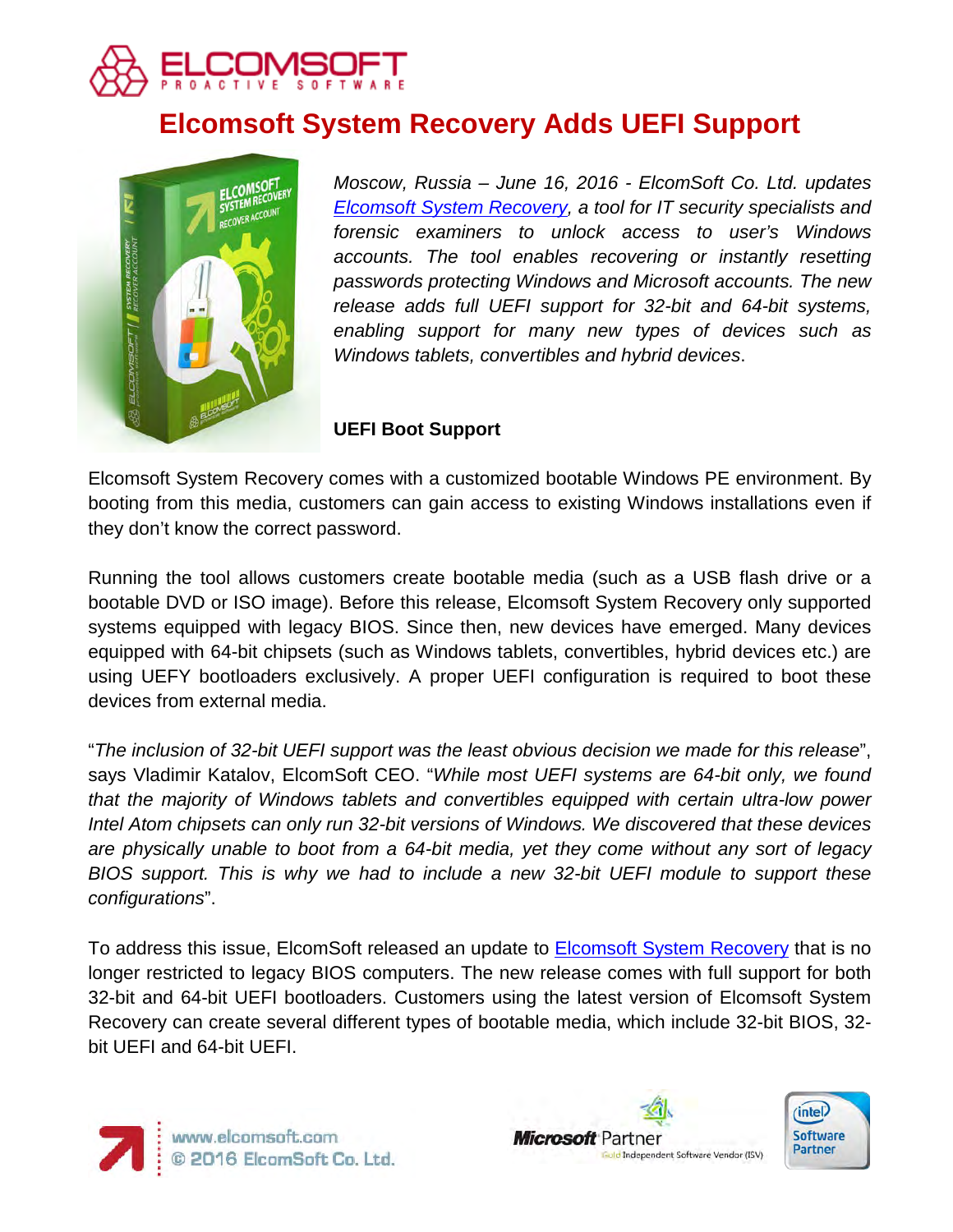# Elcomsoft System Recovery Adds UEFI Support

*Moscow, Russia – June 16, 2016 - ElcomSoft Co. Ltd. updates Elcomsoft System Recovery, a tool for IT security specialists and forensic examiners to unlock access to user's Windows accounts. The tool enables recovering or instantly resetting passwords protecting Windows and Microsoft accounts. The new release adds full UEFI support for 32-bit and 64-bit systems, enabling support for many new types of devices such as Windows tablets, convertibles and hybrid devices*.

**UEFI Boot Support**

Elcomsoft System Recovery comes with a customized bootable Windows PE environment. By booting from this media, customers can gain access to existing Windows installations even if they don't know the correct password.

Running the tool allows customers create bootable media (such as a USB flash drive or a bootable DVD or ISO image). Before this release, Elcomsoft System Recovery only supported systems equipped with legacy BIOS. Since then, new devices have emerged. Many devices equipped with 64-bit chipsets (such as Windows tablets, convertibles, hybrid devices etc.) are using UEFY bootloaders exclusively. A proper UEFI configuration is required to boot these devices from external media.

"*The inclusion of 32-bit UEFI support was the least obvious decision we made for this release*", says Vladimir Katalov, ElcomSoft CEO. "*While most UEFI systems are 64-bit only, we found that the majority of Windows tablets and convertibles equipped with certain ultra-low power Intel Atom chipsets can only run 32-bit versions of Windows. We discovered that these devices are physically unable to boot from a 64-bit media, yet they come without any sort of legacy BIOS support. This is why we had to include a new 32-bit UEFI module to support these configurations*".

To address this issue, ElcomSoft released an update to Elcomsoft System Recovery that is no longer restricted to legacy BIOS computers. The new release comes with full support for both 32-bit and 64-bit UEFI bootloaders. Customers using the latest version of Elcomsoft System Recovery can create several different types of bootable media, which include 32-bit BIOS, 32-bit UEFI and 64-bit UEFI.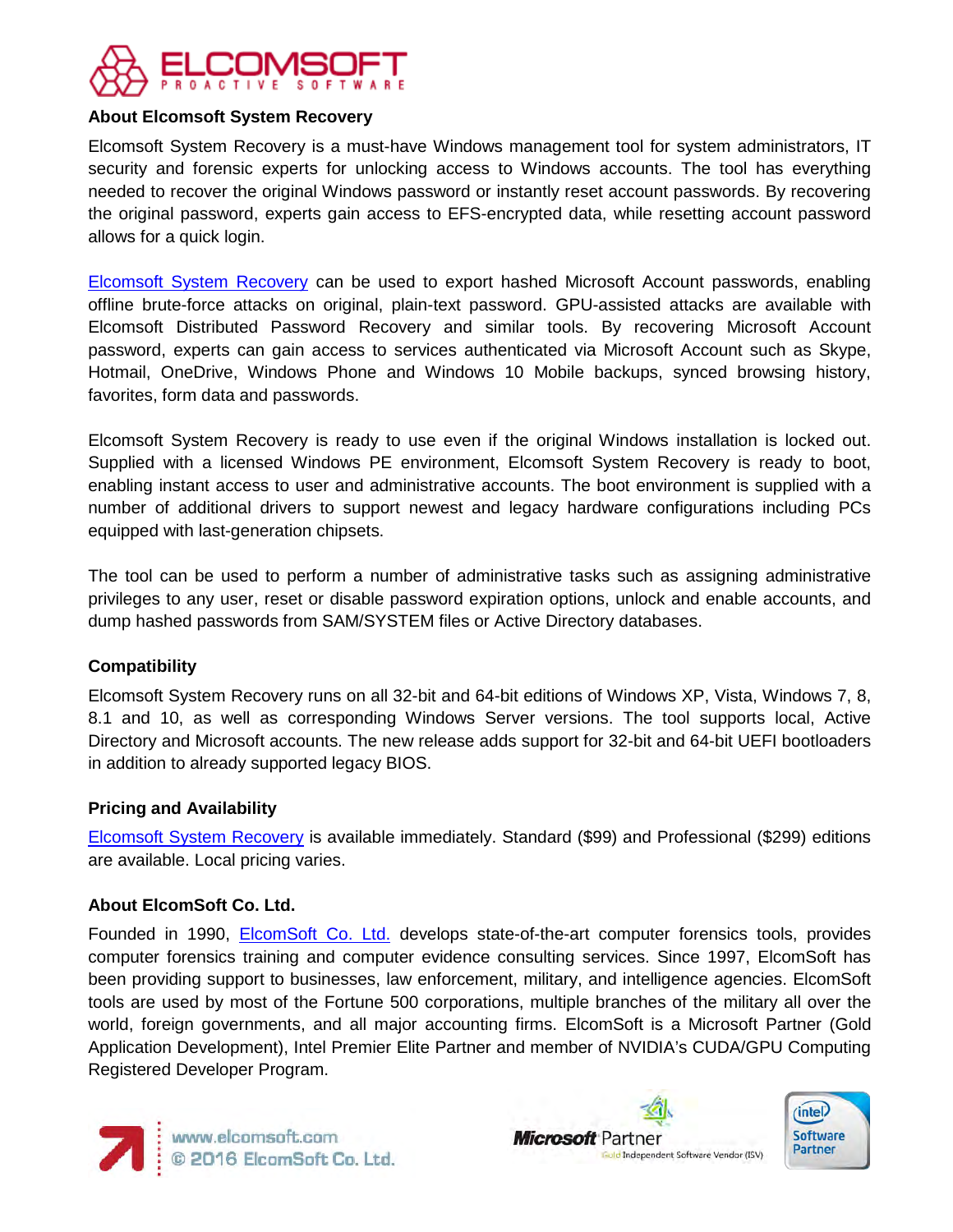## About Elcomsoft System Recovery

Elcomsoft System Recovery is a must-have Windows management tool for system administrators, IT security and forensic experts for unlocking access to Windows accounts. The tool has everything needed to recover the original Windows password or instantly reset account passwords. By recovering the original password, experts gain access to EFS-encrypted data, while resetting account password allows for a quick login.

Elcomsoft System Recovery can be used to export hashed Microsoft Account passwords, enabling offline brute-force attacks on original, plain-text password. GPU-assisted attacks are available with Elcomsoft Distributed Password Recovery and similar tools. By recovering Microsoft Account password, experts can gain access to services authenticated via Microsoft Account such as Skype, Hotmail, OneDrive, Windows Phone and Windows 10 Mobile backups, synced browsing history, favorites, form data and passwords.

Elcomsoft System Recovery is ready to use even if the original Windows installation is locked out. Supplied with a licensed Windows PE environment, Elcomsoft System Recovery is ready to boot, enabling instant access to user and administrative accounts. The boot environment is supplied with a number of additional drivers to support newest and legacy hardware configurations including PCs equipped with last-generation chipsets.

The tool can be used to perform a number of administrative tasks such as assigning administrative privileges to any user, reset or disable password expiration options, unlock and enable accounts, and dump hashed passwords from SAM/SYSTEM files or Active Directory databases.

## Compatibility

Elcomsoft System Recovery runs on all 32-bit and 64-bit editions of Windows XP, Vista, Windows 7, 8, 8.1 and 10, as well as corresponding Windows Server versions. The tool supports local, Active Directory and Microsoft accounts. The new release adds support for 32-bit and 64-bit UEFI bootloaders in addition to already supported legacy BIOS.

## Pricing and Availability

Elcomsoft System Recovery is available immediately. Standard ($99) and Professional ($299) editions are available. Local pricing varies.

## About ElcomSoft Co. Ltd.

Founded in 1990, ElcomSoft Co. Ltd. develops state-of-the-art computer forensics tools, provides computer forensics training and computer evidence consulting services. Since 1997, ElcomSoft has been providing support to businesses, law enforcement, military, and intelligence agencies. ElcomSoft tools are used by most of the Fortune 500 corporations, multiple branches of the military all over the world, foreign governments, and all major accounting firms. ElcomSoft is a Microsoft Partner (Gold Application Development), Intel Premier Elite Partner and member of NVIDIA's CUDA/GPU Computing Registered Developer Program.

www.elcomsoft.com
© 2016 ElcomSoft Co. Ltd.